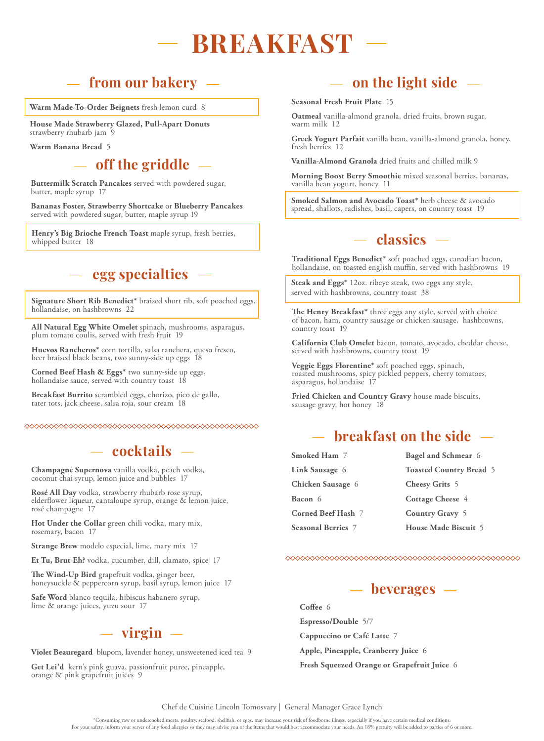# BREAKFAST

## from our bakery

**Warm Made-To-Order Beignets** fresh lemon curd 8

**House Made Strawberry Glazed, Pull-Apart Donuts** strawberry rhubarb jam 9

**Warm Banana Bread** 5

## off the griddle

**Buttermilk Scratch Pancakes** served with powdered sugar, butter, maple syrup 17

**Bananas Foster, Strawberry Shortcake** or **Blueberry Pancakes** served with powdered sugar, butter, maple syrup 19

**Henry's Big Brioche French Toast** maple syrup, fresh berries, whipped butter 18

## egg specialties

**Signature Short Rib Benedict*** braised short rib, soft poached eggs, hollandaise, on hashbrowns 22

**All Natural Egg White Omelet** spinach, mushrooms, asparagus, plum tomato coulis, served with fresh fruit 19

**Huevos Rancheros*** corn tortilla, salsa ranchera, queso fresco, beer braised black beans, two sunny-side up eggs 18

**Corned Beef Hash & Eggs*** two sunny-side up eggs, hollandaise sauce, served with country toast 18

**Breakfast Burrito** scrambled eggs, chorizo, pico de gallo, tater tots, jack cheese, salsa roja, sour cream 18

## cocktails

**Champagne Supernova** vanilla vodka, peach vodka, coconut chai syrup, lemon juice and bubbles 17

**Rosé All Day** vodka, strawberry rhubarb rose syrup, elderflower liqueur, cantaloupe syrup, orange & lemon juice, rosé champagne 17

**Hot Under the Collar** green chili vodka, mary mix, rosemary, bacon 17

**Strange Brew** modelo especial, lime, mary mix 17

**Et Tu, Brut-Eh?** vodka, cucumber, dill, clamato, spice 17

**The Wind-Up Bird** grapefruit vodka, ginger beer, honeysuckle & peppercorn syrup, basil syrup, lemon juice 17

**Safe Word** blanco tequila, hibiscus habanero syrup, lime & orange juices, yuzu sour 17

## virgin

**Violet Beauregard** blupom, lavender honey, unsweetened iced tea 9

**Get Lei'd** kern's pink guava, passionfruit puree, pineapple, orange & pink grapefruit juices 9

## on the light side

**Seasonal Fresh Fruit Plate** 15

**Oatmeal** vanilla-almond granola, dried fruits, brown sugar, warm milk 12

**Greek Yogurt Parfait** vanilla bean, vanilla-almond granola, honey, fresh berries 12

**Vanilla-Almond Granola** dried fruits and chilled milk 9

**Morning Boost Berry Smoothie** mixed seasonal berries, bananas, vanilla bean yogurt, honey 11

**Smoked Salmon and Avocado Toast*** herb cheese & avocado spread, shallots, radishes, basil, capers, on country toast 19

## classics

**Traditional Eggs Benedict*** soft poached eggs, canadian bacon, hollandaise, on toasted english muffin, served with hashbrowns 19

**Steak and Eggs*** 12oz. ribeye steak, two eggs any style, served with hashbrowns, country toast 38

**The Henry Breakfast*** three eggs any style, served with choice of bacon, ham, country sausage or chicken sausage, hashbrowns, country toast 19

**California Club Omelet** bacon, tomato, avocado, cheddar cheese, served with hashbrowns, country toast 19

**Veggie Eggs Florentine*** soft poached eggs, spinach, roasted mushrooms, spicy pickled peppers, cherry tomatoes, asparagus, hollandaise 17

**Fried Chicken and Country Gravy** house made biscuits, sausage gravy, hot honey 18

## breakfast on the side

**Smoked Ham** 7

**Link Sausage** 6

**Chicken Sausage** 6

**Bacon** 6

**Corned Beef Hash** 7

**Seasonal Berries** 7

**Bagel and Schmear** 6

**Toasted Country Bread** 5

**Cheesy Grits** 5

**Cottage Cheese** 4

**Country Gravy** 5

**House Made Biscuit** 5

## beverages

**Coffee** 6

**Espresso/Double** 5/7

**Cappuccino or Café Latte** 7

**Apple, Pineapple, Cranberry Juice** 6

**Fresh Squeezed Orange or Grapefruit Juice** 6

Chef de Cuisine Lincoln Tomosvary | General Manager Grace Lynch

*Consuming raw or undercooked meats, poultry, seafood, shellfish, or eggs, may increase your risk of foodborne illness, especially if you have certain medical conditions.
For your safety, inform your server of any food allergies so they may advise you of the items that would best accommodate your needs. An 18% gratuity will be added to parties of 6 or more.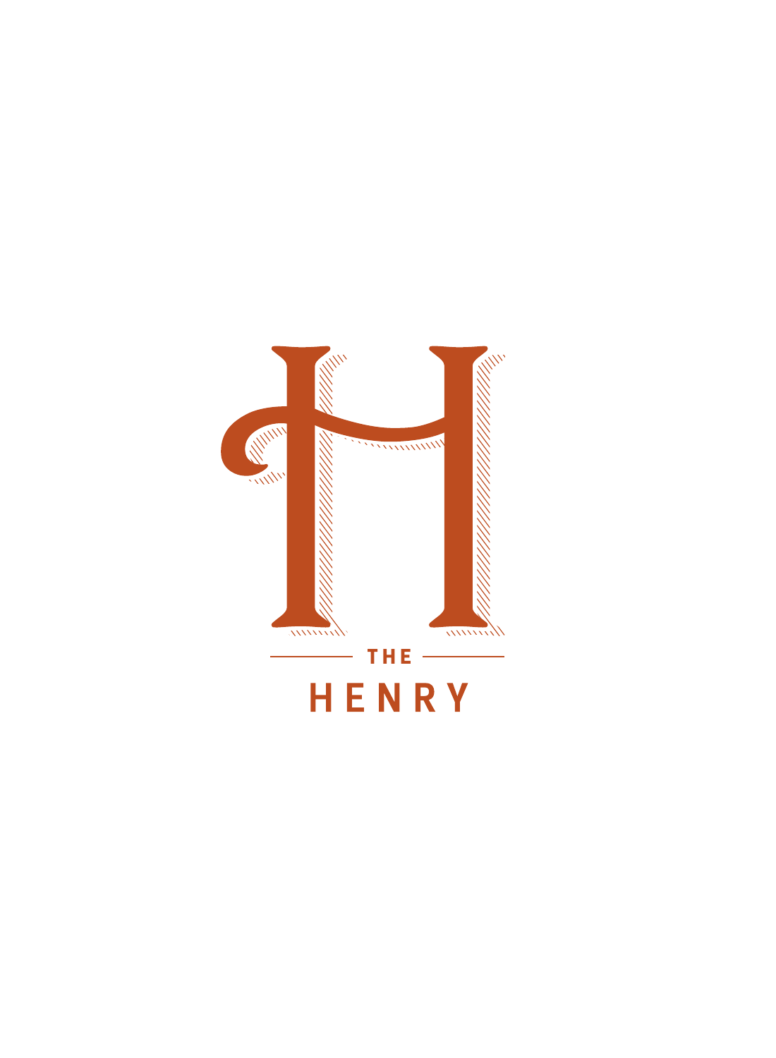THE

HENRY